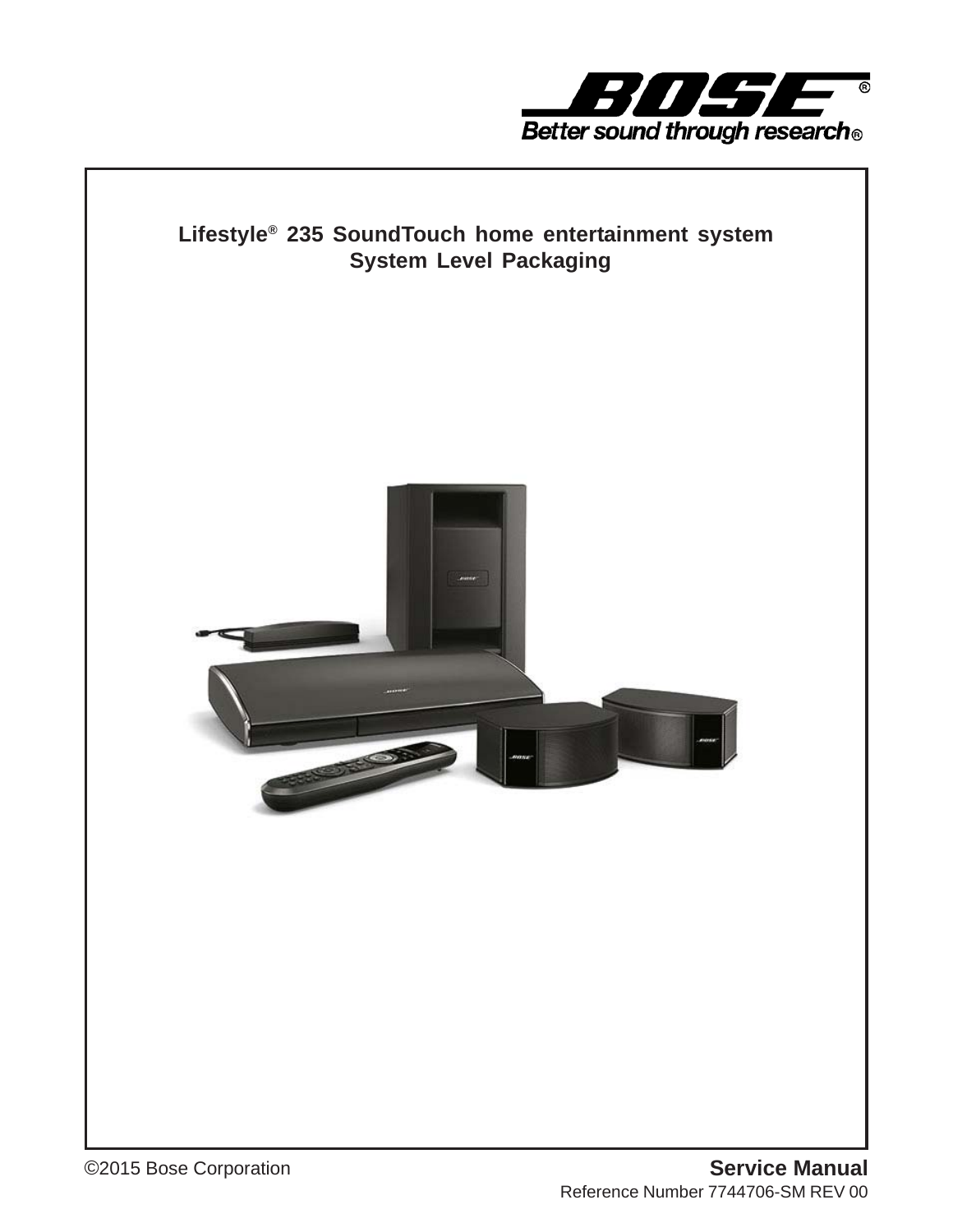BOSE®

Better sound through research®

# Lifestyle® 235 SoundTouch home entertainment system
## System Level Packaging

©2015 Bose Corporation

**Service Manual**

Reference Number 7744706-SM REV 00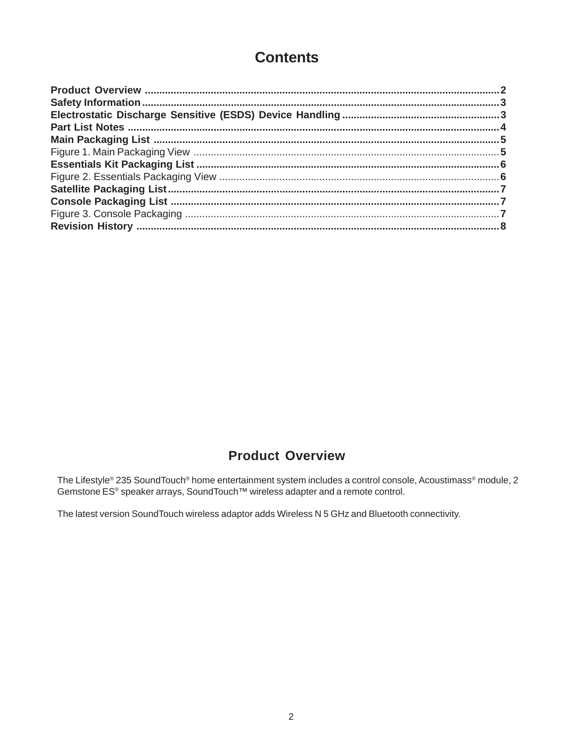# Contents

**Product Overview** .......... **2**
**Safety Information** .......... **3**
**Electrostatic Discharge Sensitive (ESDS) Device Handling** .......... **3**
**Part List Notes** .......... **4**
**Main Packaging List** .......... **5**
Figure 1. Main Packaging View .......... **5**
**Essentials Kit Packaging List** .......... **6**
Figure 2. Essentials Packaging View .......... **6**
**Satellite Packaging List** .......... **7**
**Console Packaging List** .......... **7**
Figure 3. Console Packaging .......... **7**
**Revision History** .......... **8**

## Product Overview

The Lifestyle® 235 SoundTouch® home entertainment system includes a control console, Acoustimass® module, 2 Gemstone ES® speaker arrays, SoundTouch™ wireless adapter and a remote control.

The latest version SoundTouch wireless adaptor adds Wireless N 5 GHz and Bluetooth connectivity.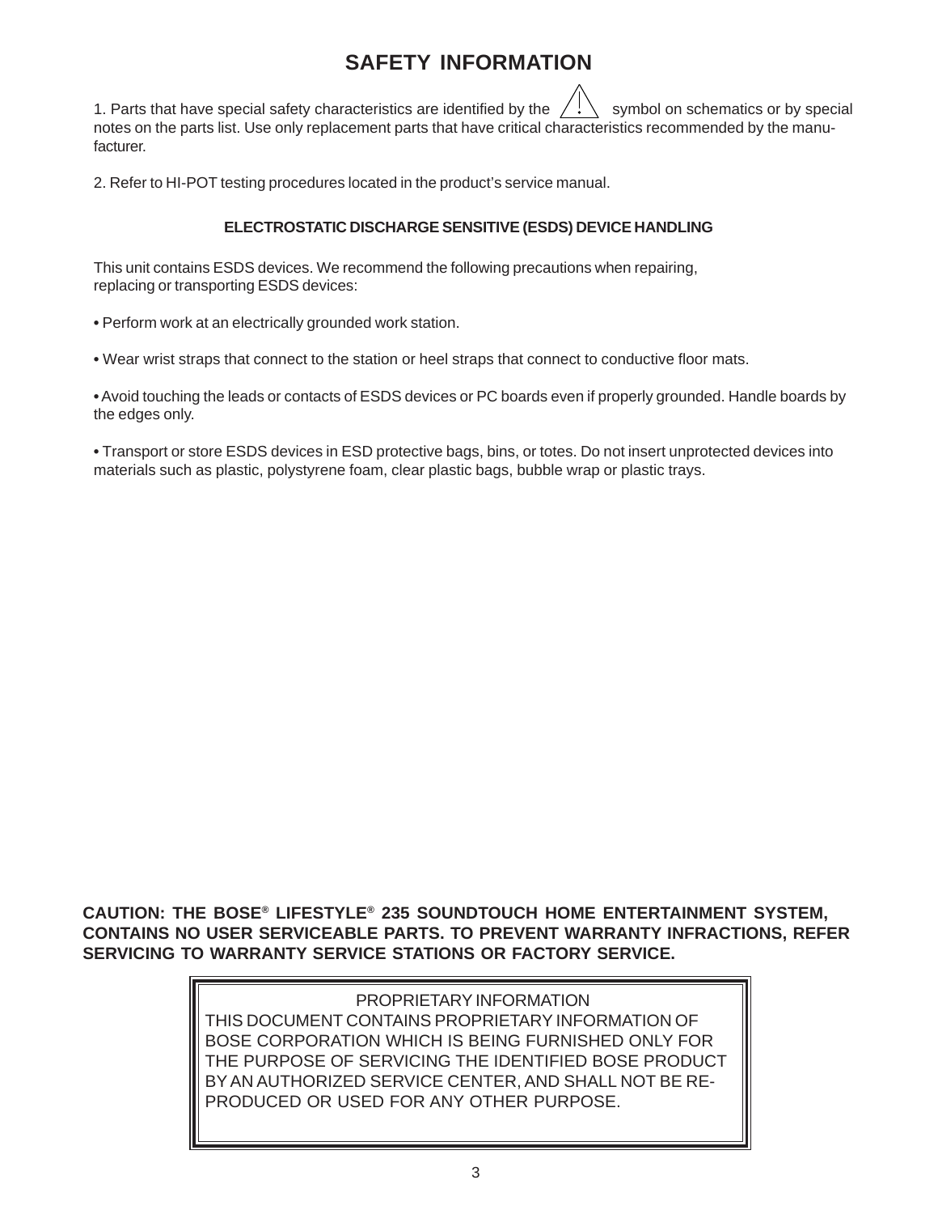# SAFETY INFORMATION

1. Parts that have special safety characteristics are identified by the ⚠ symbol on schematics or by special notes on the parts list. Use only replacement parts that have critical characteristics recommended by the manufacturer.

2. Refer to HI-POT testing procedures located in the product's service manual.

### ELECTROSTATIC DISCHARGE SENSITIVE (ESDS) DEVICE HANDLING

This unit contains ESDS devices. We recommend the following precautions when repairing, replacing or transporting ESDS devices:

- Perform work at an electrically grounded work station.
- Wear wrist straps that connect to the station or heel straps that connect to conductive floor mats.
- Avoid touching the leads or contacts of ESDS devices or PC boards even if properly grounded. Handle boards by the edges only.
- Transport or store ESDS devices in ESD protective bags, bins, or totes. Do not insert unprotected devices into materials such as plastic, polystyrene foam, clear plastic bags, bubble wrap or plastic trays.

**CAUTION: THE BOSE® LIFESTYLE® 235 SOUNDTOUCH HOME ENTERTAINMENT SYSTEM, CONTAINS NO USER SERVICEABLE PARTS. TO PREVENT WARRANTY INFRACTIONS, REFER SERVICING TO WARRANTY SERVICE STATIONS OR FACTORY SERVICE.**

PROPRIETARY INFORMATION

THIS DOCUMENT CONTAINS PROPRIETARY INFORMATION OF BOSE CORPORATION WHICH IS BEING FURNISHED ONLY FOR THE PURPOSE OF SERVICING THE IDENTIFIED BOSE PRODUCT BY AN AUTHORIZED SERVICE CENTER, AND SHALL NOT BE REPRODUCED OR USED FOR ANY OTHER PURPOSE.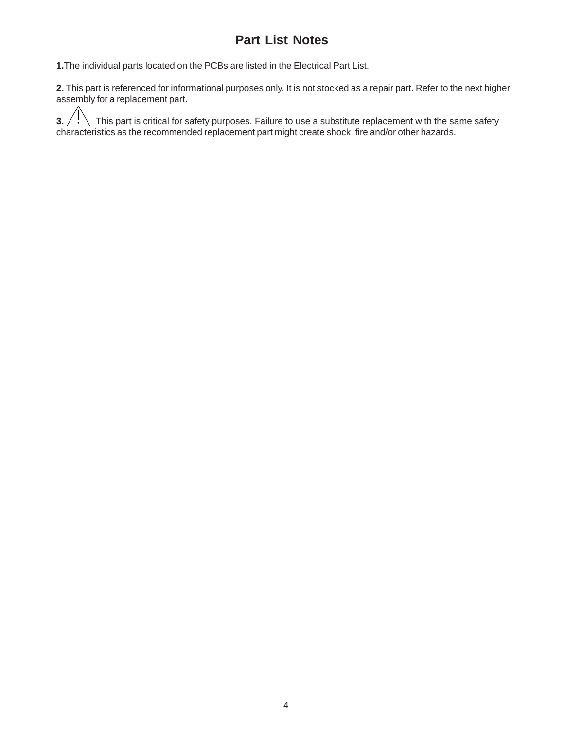# Part List Notes

**1.**The individual parts located on the PCBs are listed in the Electrical Part List.

**2.** This part is referenced for informational purposes only. It is not stocked as a repair part. Refer to the next higher assembly for a replacement part.

**3.** ⚠ This part is critical for safety purposes. Failure to use a substitute replacement with the same safety characteristics as the recommended replacement part might create shock, fire and/or other hazards.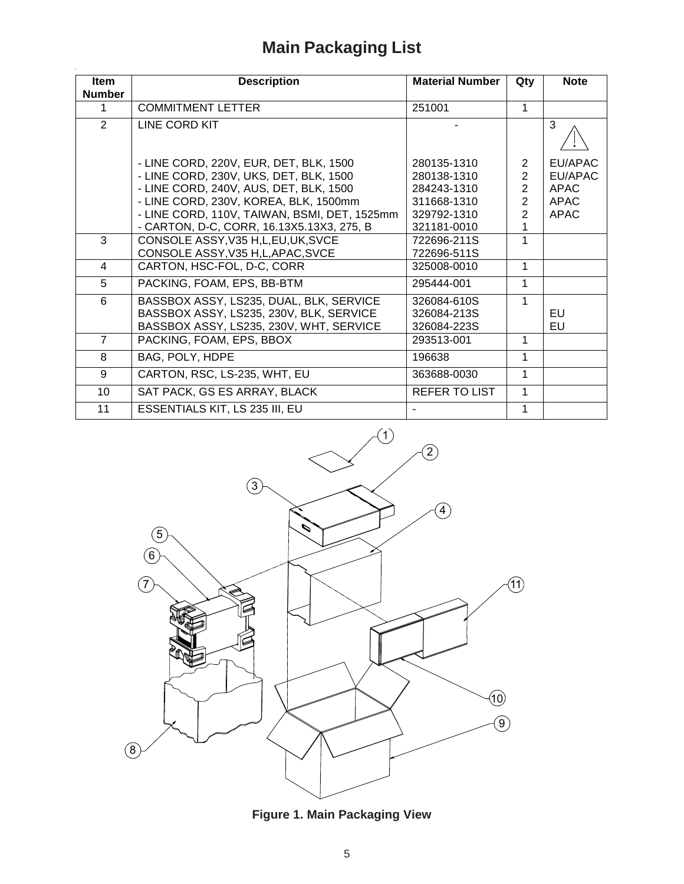# Main Packaging List

| Item Number | Description | Material Number | Qty | Note |
|---|---|---|---|---|
| 1 | COMMITMENT LETTER | 251001 | 1 | |
| 2 | LINE CORD KIT | - | | 3 ⚠ |
| | - LINE CORD, 220V, EUR, DET, BLK, 1500 | 280135-1310 | 2 | EU/APAC |
| | - LINE CORD, 230V, UKS, DET, BLK, 1500 | 280138-1310 | 2 | EU/APAC |
| | - LINE CORD, 240V, AUS, DET, BLK, 1500 | 284243-1310 | 2 | APAC |
| | - LINE CORD, 230V, KOREA, BLK, 1500mm | 311668-1310 | 2 | APAC |
| | - LINE CORD, 110V, TAIWAN, BSMI, DET, 1525mm | 329792-1310 | 2 | APAC |
| | - CARTON, D-C, CORR, 16.13X5.13X3, 275, B | 321181-0010 | 1 | |
| 3 | CONSOLE ASSY,V35 H,L,EU,UK,SVCE | 722696-211S | 1 | |
| | CONSOLE ASSY,V35 H,L,APAC,SVCE | 722696-511S | | |
| 4 | CARTON, HSC-FOL, D-C, CORR | 325008-0010 | 1 | |
| 5 | PACKING, FOAM, EPS, BB-BTM | 295444-001 | 1 | |
| 6 | BASSBOX ASSY, LS235, DUAL, BLK, SERVICE | 326084-610S | 1 | |
| | BASSBOX ASSY, LS235, 230V, BLK, SERVICE | 326084-213S | | EU |
| | BASSBOX ASSY, LS235, 230V, WHT, SERVICE | 326084-223S | | EU |
| 7 | PACKING, FOAM, EPS, BBOX | 293513-001 | 1 | |
| 8 | BAG, POLY, HDPE | 196638 | 1 | |
| 9 | CARTON, RSC, LS-235, WHT, EU | 363688-0030 | 1 | |
| 10 | SAT PACK, GS ES ARRAY, BLACK | REFER TO LIST | 1 | |
| 11 | ESSENTIALS KIT, LS 235 III, EU | - | 1 | |

**Figure 1. Main Packaging View**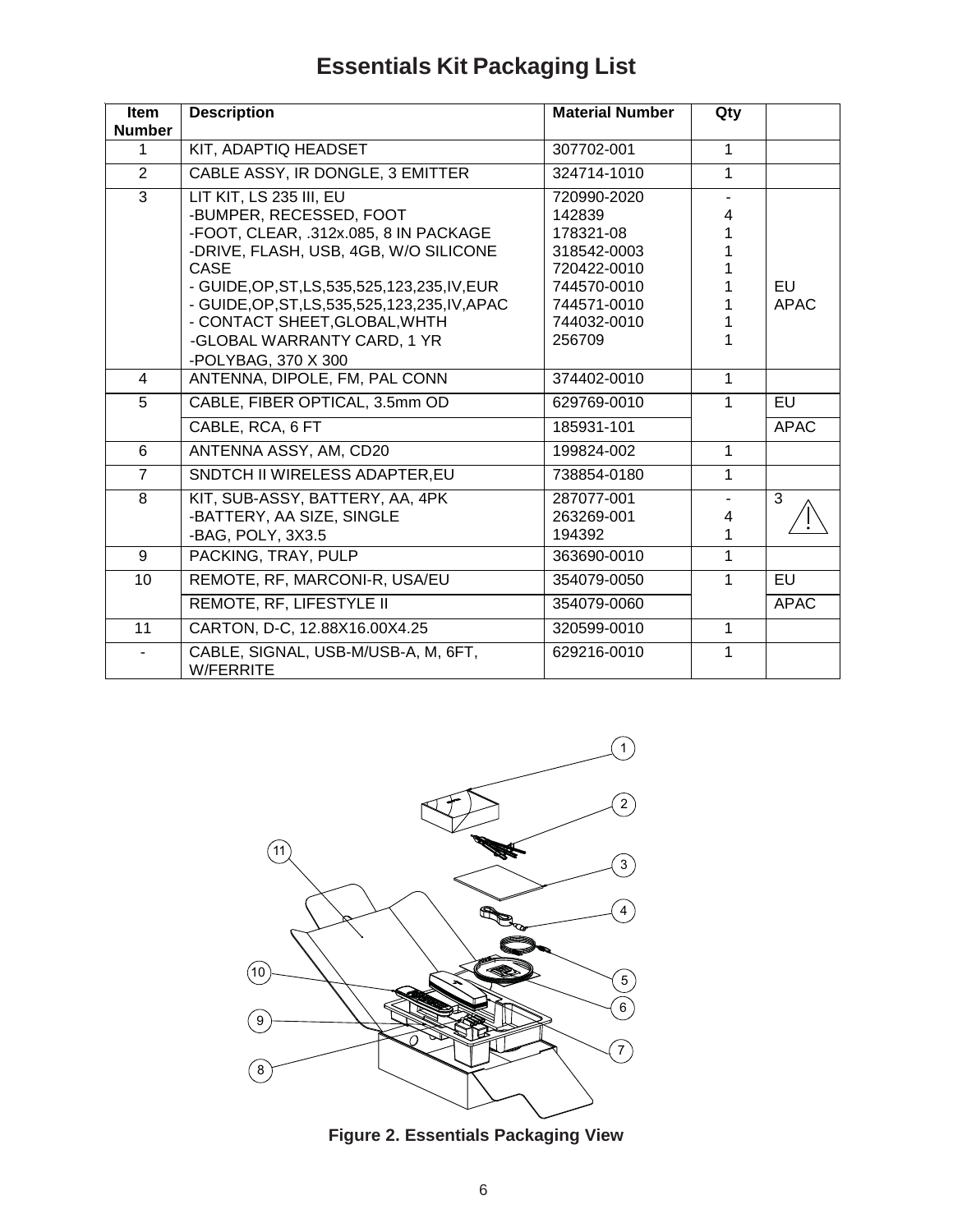# Essentials Kit Packaging List

| Item Number | Description | Material Number | Qty | |
|---|---|---|---|---|
| 1 | KIT, ADAPTIQ HEADSET | 307702-001 | 1 | |
| 2 | CABLE ASSY, IR DONGLE, 3 EMITTER | 324714-1010 | 1 | |
| 3 | LIT KIT, LS 235 III, EU | 720990-2020 | - | |
| | -BUMPER, RECESSED, FOOT | 142839 | 4 | |
| | -FOOT, CLEAR, .312x.085, 8 IN PACKAGE | 178321-08 | 1 | |
| | -DRIVE, FLASH, USB, 4GB, W/O SILICONE CASE | 318542-0003 | 1 | |
| | - GUIDE,OP,ST,LS,535,525,123,235,IV,EUR | 720422-0010 | 1 | |
| | - GUIDE,OP,ST,LS,535,525,123,235,IV,APAC | 744570-0010 | 1 | EU |
| | - CONTACT SHEET,GLOBAL,WHTH | 744571-0010 | 1 | APAC |
| | -GLOBAL WARRANTY CARD, 1 YR | 744032-0010 | 1 | |
| | -POLYBAG, 370 X 300 | 256709 | 1 | |
| 4 | ANTENNA, DIPOLE, FM, PAL CONN | 374402-0010 | 1 | |
| 5 | CABLE, FIBER OPTICAL, 3.5mm OD | 629769-0010 | 1 | EU |
| | CABLE, RCA, 6 FT | 185931-101 | | APAC |
| 6 | ANTENNA ASSY, AM, CD20 | 199824-002 | 1 | |
| 7 | SNDTCH II WIRELESS ADAPTER,EU | 738854-0180 | 1 | |
| 8 | KIT, SUB-ASSY, BATTERY, AA, 4PK | 287077-001 | - | 3 ⚠ |
| | -BATTERY, AA SIZE, SINGLE | 263269-001 | 4 | |
| | -BAG, POLY, 3X3.5 | 194392 | 1 | |
| 9 | PACKING, TRAY, PULP | 363690-0010 | 1 | |
| 10 | REMOTE, RF, MARCONI-R, USA/EU | 354079-0050 | 1 | EU |
| | REMOTE, RF, LIFESTYLE II | 354079-0060 | | APAC |
| 11 | CARTON, D-C, 12.88X16.00X4.25 | 320599-0010 | 1 | |
| - | CABLE, SIGNAL, USB-M/USB-A, M, 6FT, W/FERRITE | 629216-0010 | 1 | |

**Figure 2. Essentials Packaging View**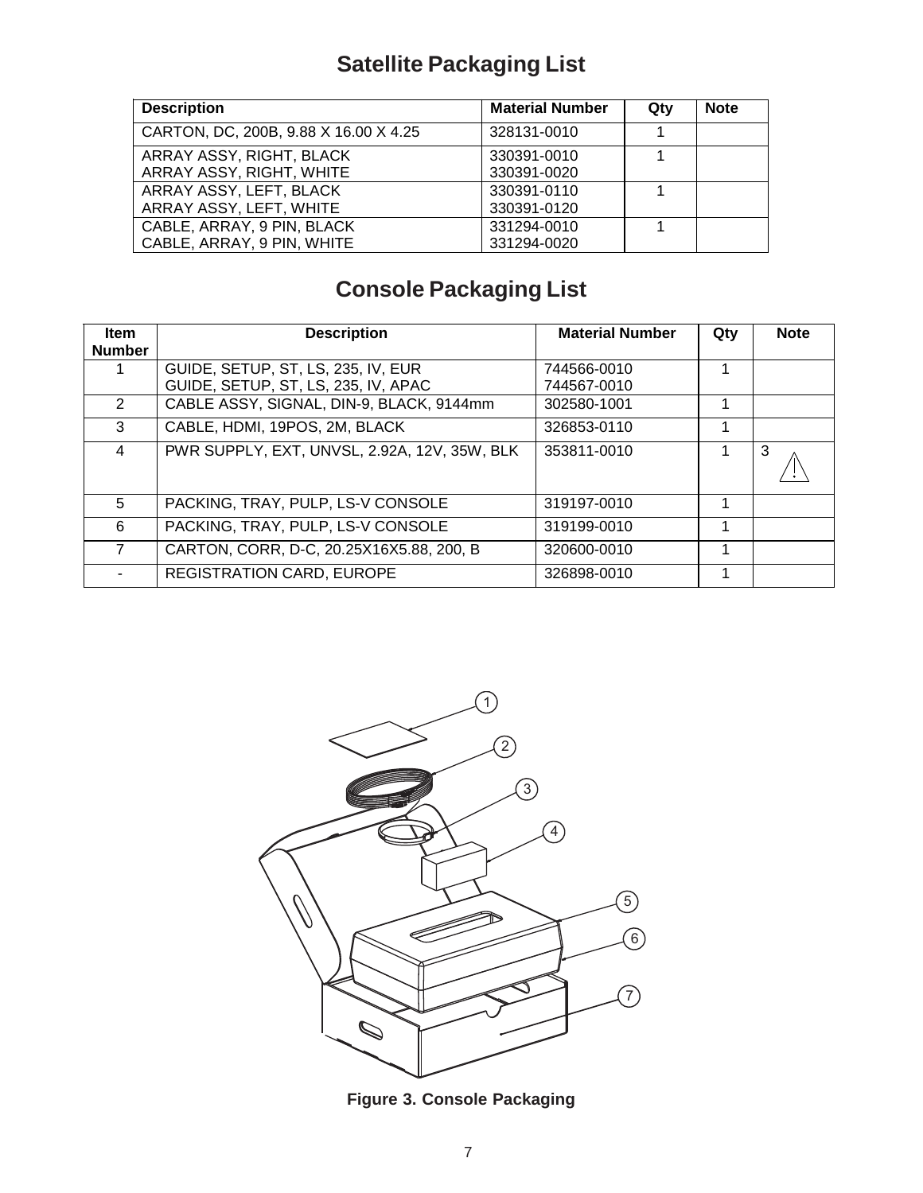## Satellite Packaging List

| Description | Material Number | Qty | Note |
|---|---|---|---|
| CARTON, DC, 200B, 9.88 X 16.00 X 4.25 | 328131-0010 | 1 | |
| ARRAY ASSY, RIGHT, BLACK<br>ARRAY ASSY, RIGHT, WHITE | 330391-0010<br>330391-0020 | 1 | |
| ARRAY ASSY, LEFT, BLACK<br>ARRAY ASSY, LEFT, WHITE | 330391-0110<br>330391-0120 | 1 | |
| CABLE, ARRAY, 9 PIN, BLACK<br>CABLE, ARRAY, 9 PIN, WHITE | 331294-0010<br>331294-0020 | 1 | |

## Console Packaging List

| Item Number | Description | Material Number | Qty | Note |
|---|---|---|---|---|
| 1 | GUIDE, SETUP, ST, LS, 235, IV, EUR<br>GUIDE, SETUP, ST, LS, 235, IV, APAC | 744566-0010<br>744567-0010 | 1 | |
| 2 | CABLE ASSY, SIGNAL, DIN-9, BLACK, 9144mm | 302580-1001 | 1 | |
| 3 | CABLE, HDMI, 19POS, 2M, BLACK | 326853-0110 | 1 | |
| 4 | PWR SUPPLY, EXT, UNVSL, 2.92A, 12V, 35W, BLK | 353811-0010 | 1 | 3 ⚠ |
| 5 | PACKING, TRAY, PULP, LS-V CONSOLE | 319197-0010 | 1 | |
| 6 | PACKING, TRAY, PULP, LS-V CONSOLE | 319199-0010 | 1 | |
| 7 | CARTON, CORR, D-C, 20.25X16X5.88, 200, B | 320600-0010 | 1 | |
| - | REGISTRATION CARD, EUROPE | 326898-0010 | 1 | |

**Figure 3. Console Packaging**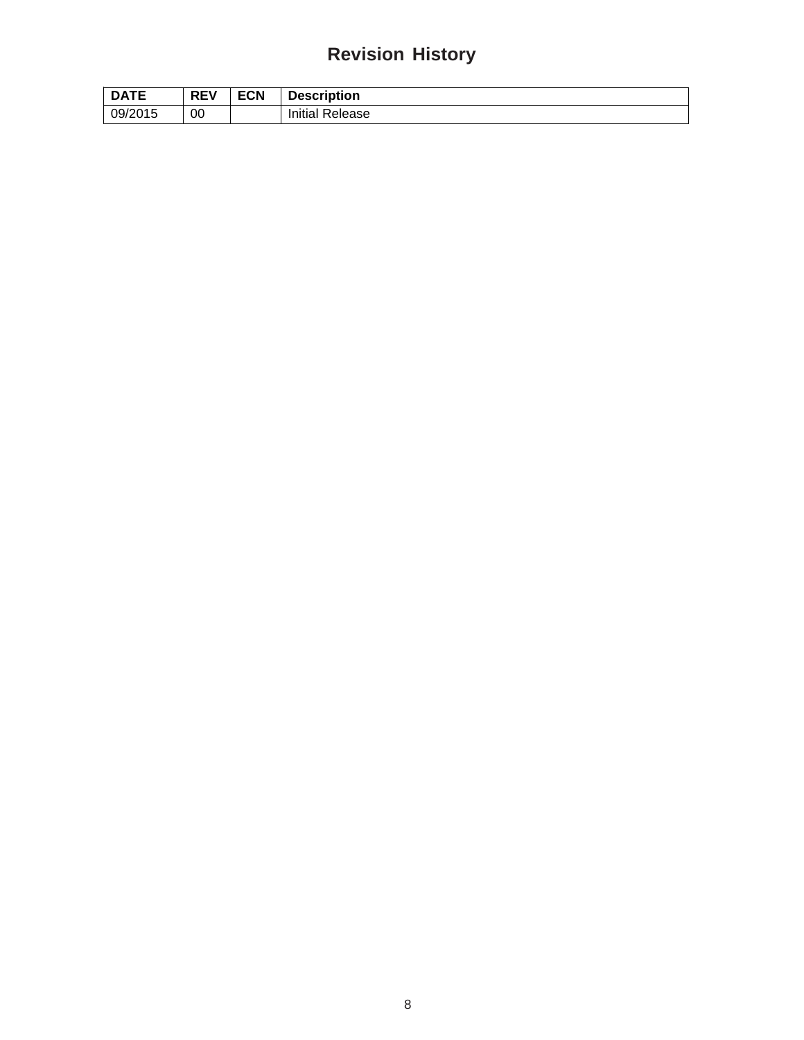# Revision History

| DATE | REV | ECN | Description |
|---|---|---|---|
| 09/2015 | 00 | | Initial Release |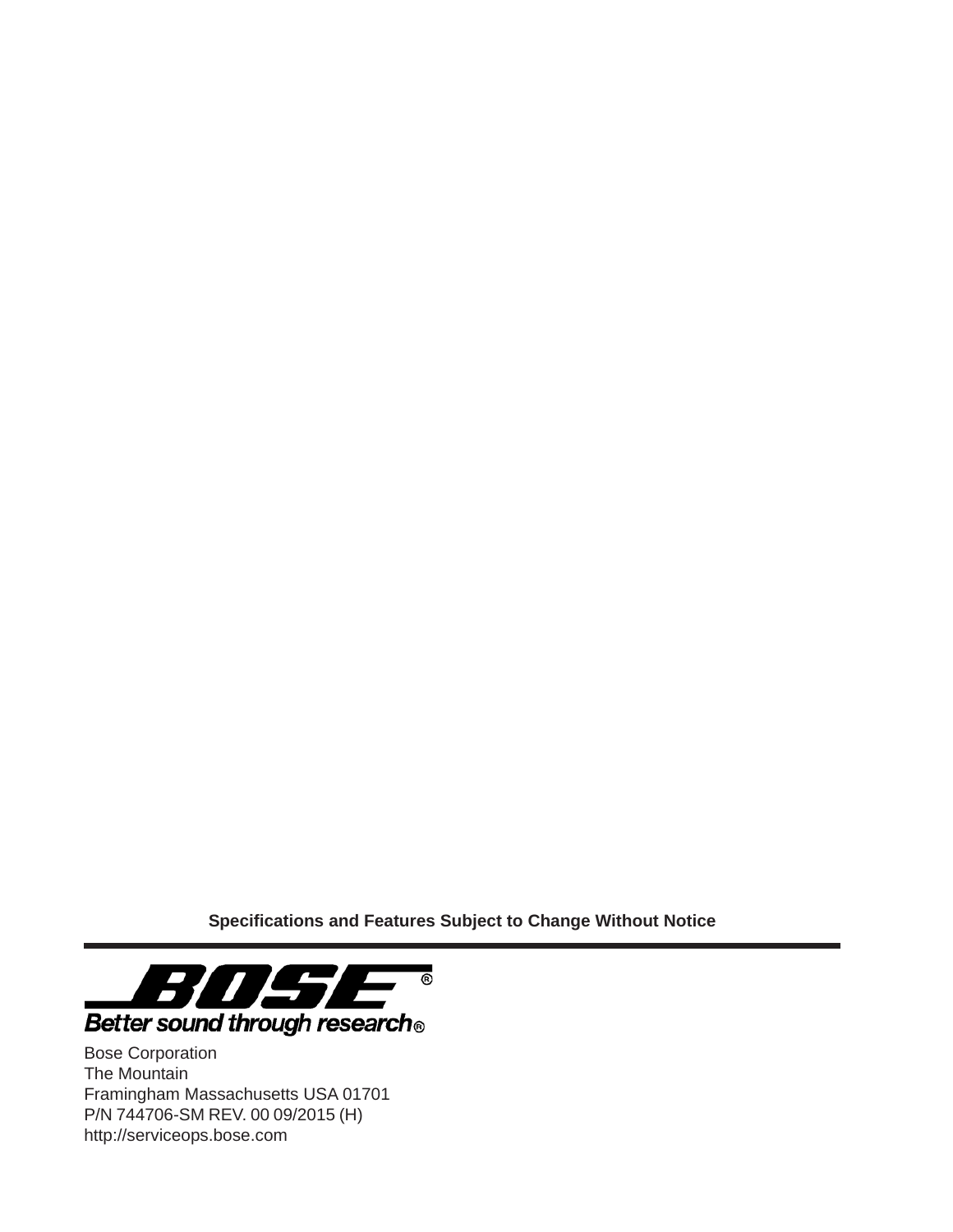**Specifications and Features Subject to Change Without Notice**

---

BOSE®

*Better sound through research®*

Bose Corporation
The Mountain
Framingham Massachusetts USA 01701
P/N 744706-SM REV. 00 09/2015 (H)
http://serviceops.bose.com